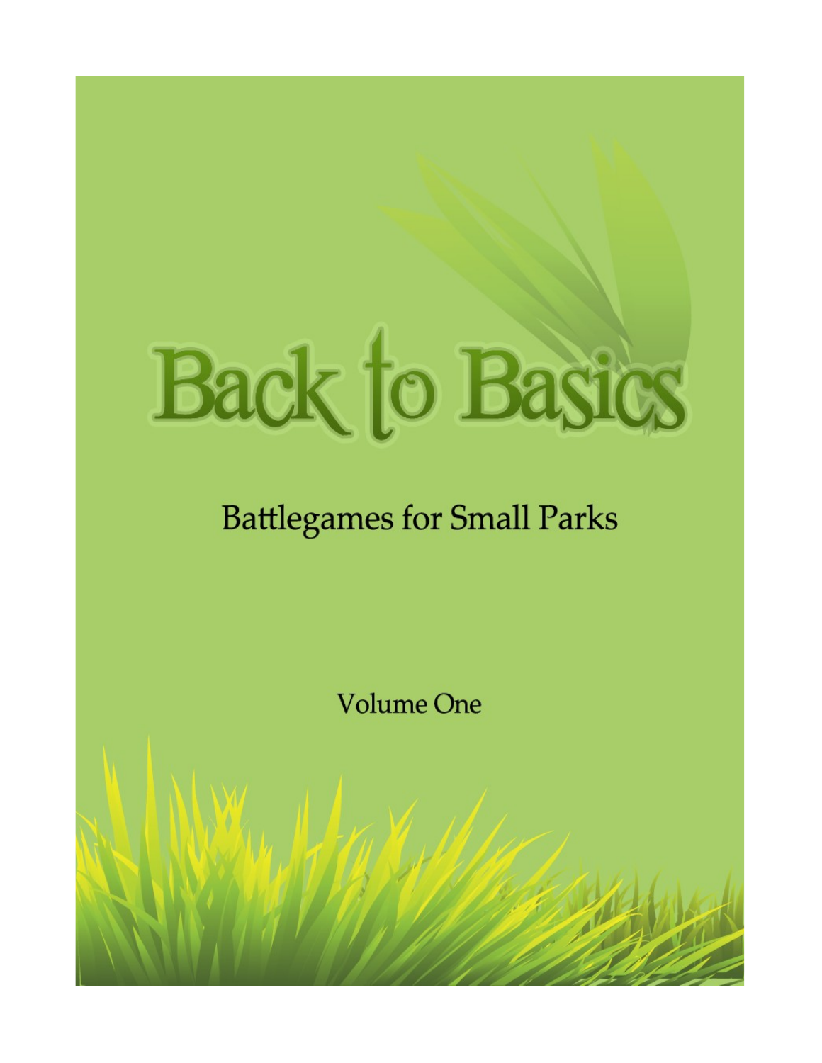# Back to Basics

## Battlegames for Small Parks

Volume One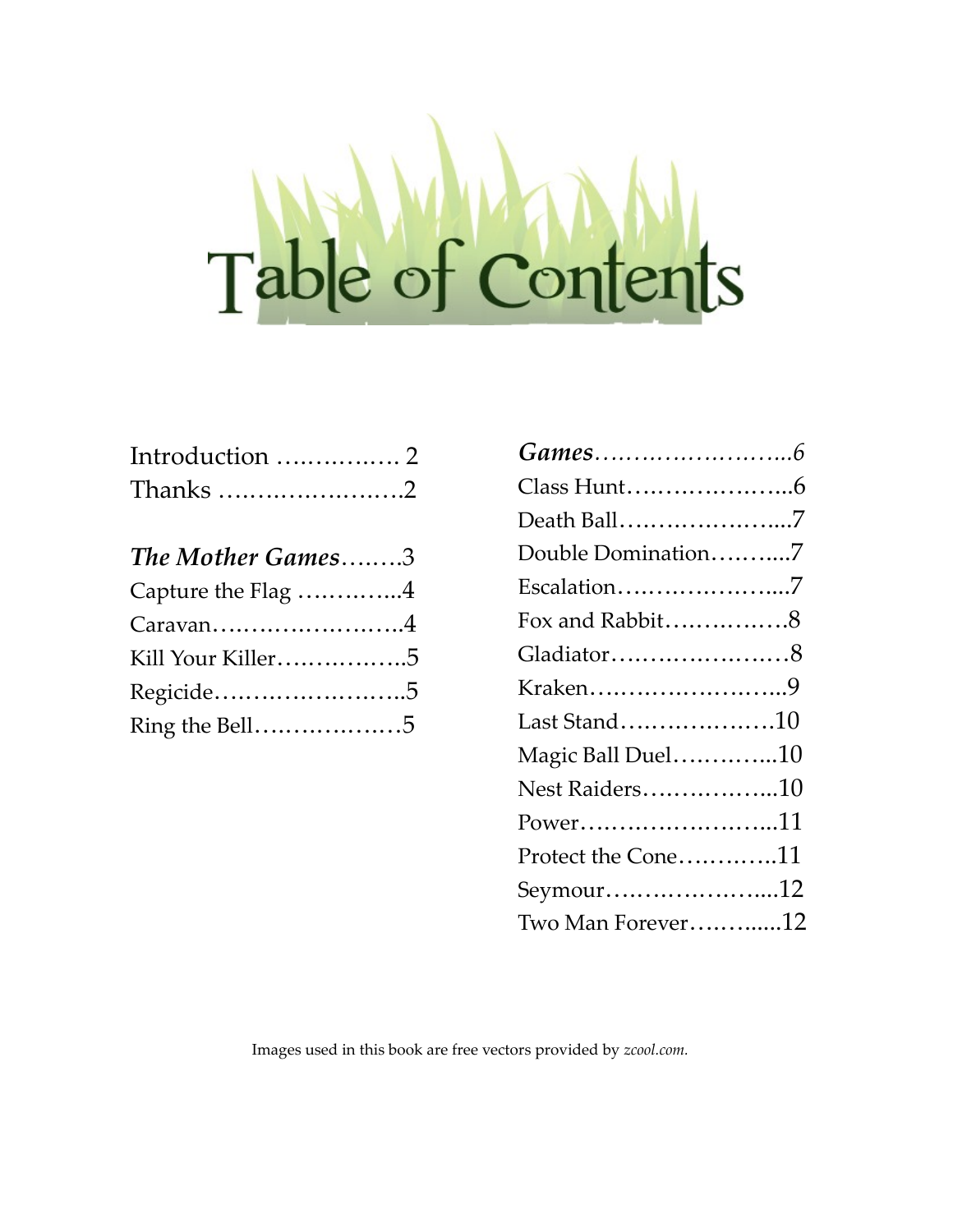# Table of Contents

Introduction …………… 2
Thanks ………………….2

***The Mother Games***……..3
Capture the Flag …………..4
Caravan……………………..4
Kill Your Killer……………..5
Regicide……………………..5
Ring the Bell………………5

***Games***……………………..*6*
Class Hunt…………………..6
Death Ball…………………...7
Double Domination……….7
Escalation…………………...7
Fox and Rabbit…………….8
Gladiator……………………8
Kraken……………………...9
Last Stand…………………10
Magic Ball Duel…………..10
Nest Raiders……………...10
Power……………………...11
Protect the Cone………….11
Seymour…………………...12
Two Man Forever………...12

Images used in this book are free vectors provided by *zcool.com.*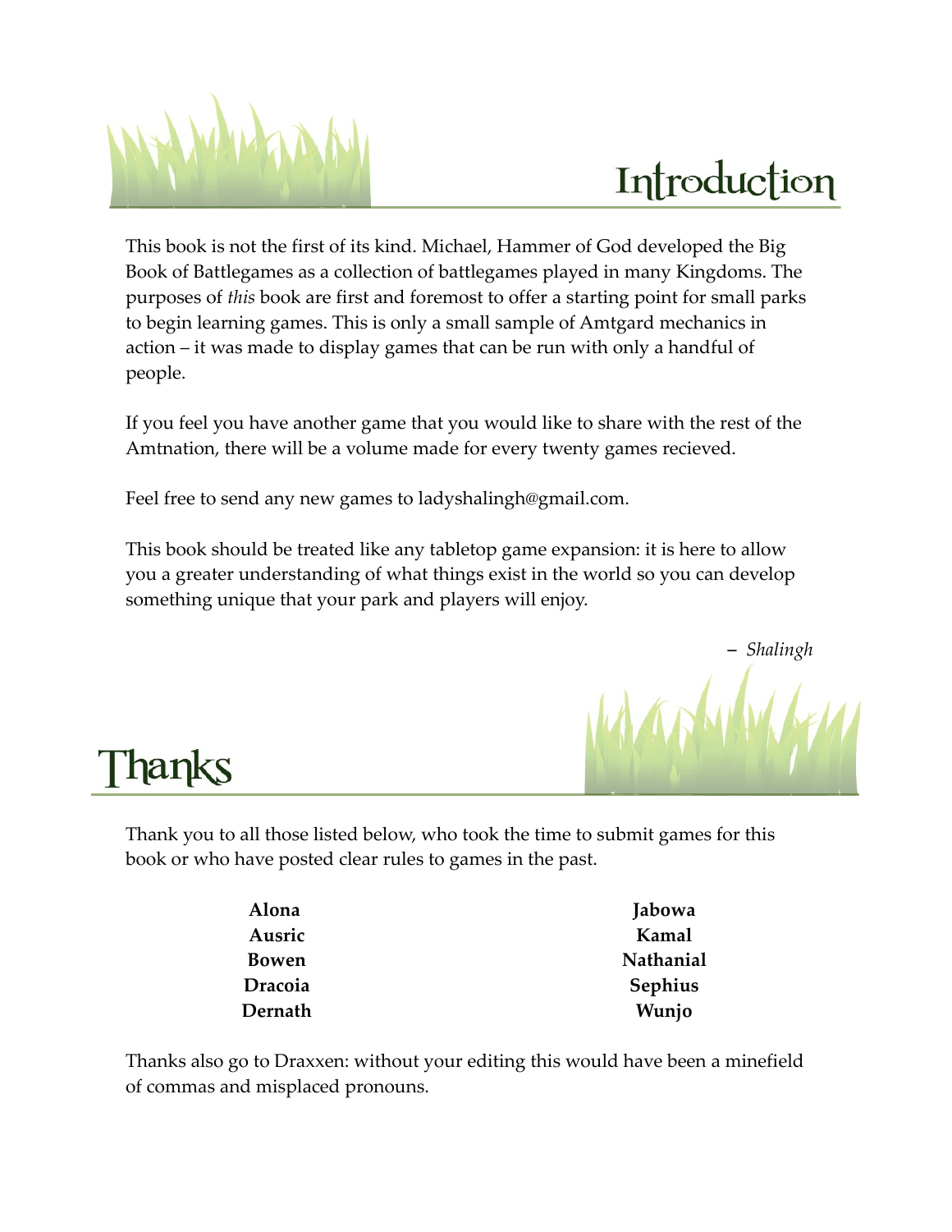# Introduction

This book is not the first of its kind. Michael, Hammer of God developed the Big Book of Battlegames as a collection of battlegames played in many Kingdoms. The purposes of *this* book are first and foremost to offer a starting point for small parks to begin learning games. This is only a small sample of Amtgard mechanics in action – it was made to display games that can be run with only a handful of people.

If you feel you have another game that you would like to share with the rest of the Amtnation, there will be a volume made for every twenty games recieved.

Feel free to send any new games to ladyshalingh@gmail.com.

This book should be treated like any tabletop game expansion: it is here to allow you a greater understanding of what things exist in the world so you can develop something unique that your park and players will enjoy.

– *Shalingh*

# Thanks

Thank you to all those listed below, who took the time to submit games for this book or who have posted clear rules to games in the past.

| | |
|---|---|
| **Alona** | **Jabowa** |
| **Ausric** | **Kamal** |
| **Bowen** | **Nathanial** |
| **Dracoia** | **Sephius** |
| **Dernath** | **Wunjo** |

Thanks also go to Draxxen: without your editing this would have been a minefield of commas and misplaced pronouns.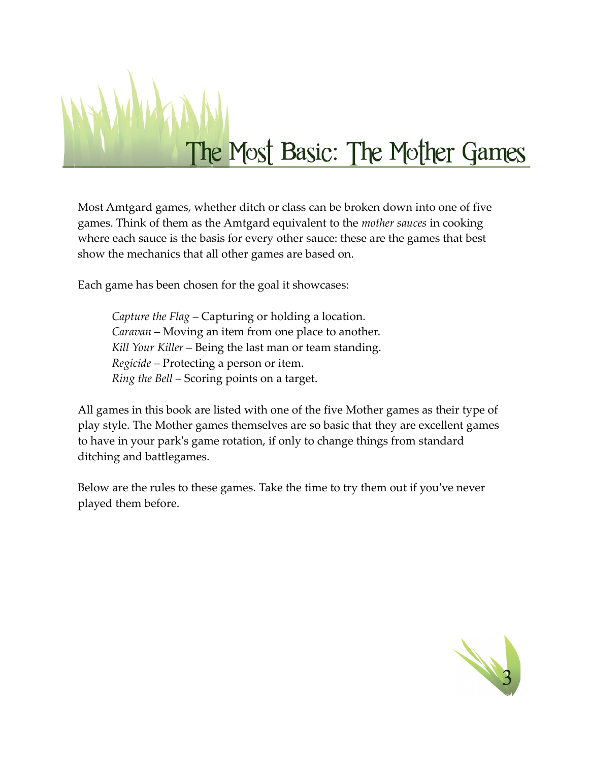# The Most Basic: The Mother Games

Most Amtgard games, whether ditch or class can be broken down into one of five games. Think of them as the Amtgard equivalent to the *mother sauces* in cooking where each sauce is the basis for every other sauce: these are the games that best show the mechanics that all other games are based on.

Each game has been chosen for the goal it showcases:

> *Capture the Flag* – Capturing or holding a location.
> *Caravan* – Moving an item from one place to another.
> *Kill Your Killer* – Being the last man or team standing.
> *Regicide* – Protecting a person or item.
> *Ring the Bell* – Scoring points on a target.

All games in this book are listed with one of the five Mother games as their type of play style. The Mother games themselves are so basic that they are excellent games to have in your park's game rotation, if only to change things from standard ditching and battlegames.

Below are the rules to these games. Take the time to try them out if you've never played them before.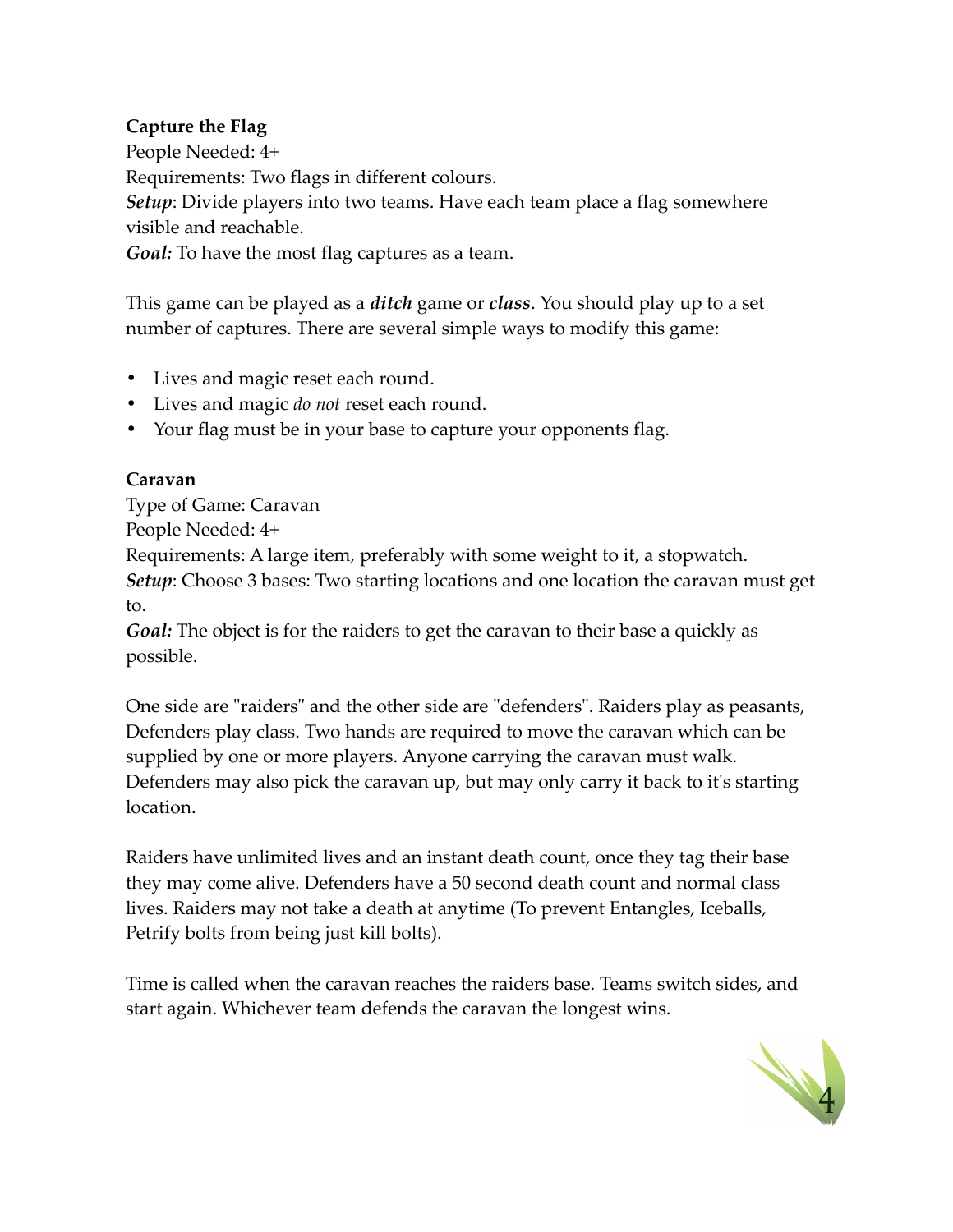**Capture the Flag**

People Needed: 4+

Requirements: Two flags in different colours.

***Setup***: Divide players into two teams. Have each team place a flag somewhere visible and reachable.

***Goal:*** To have the most flag captures as a team.

This game can be played as a ***ditch*** game or ***class***. You should play up to a set number of captures. There are several simple ways to modify this game:

- Lives and magic reset each round.
- Lives and magic *do not* reset each round.
- Your flag must be in your base to capture your opponents flag.

**Caravan**

Type of Game: Caravan

People Needed: 4+

Requirements: A large item, preferably with some weight to it, a stopwatch.

***Setup***: Choose 3 bases: Two starting locations and one location the caravan must get to.

***Goal:*** The object is for the raiders to get the caravan to their base a quickly as possible.

One side are "raiders" and the other side are "defenders". Raiders play as peasants, Defenders play class. Two hands are required to move the caravan which can be supplied by one or more players. Anyone carrying the caravan must walk. Defenders may also pick the caravan up, but may only carry it back to it's starting location.

Raiders have unlimited lives and an instant death count, once they tag their base they may come alive. Defenders have a 50 second death count and normal class lives. Raiders may not take a death at anytime (To prevent Entangles, Iceballs, Petrify bolts from being just kill bolts).

Time is called when the caravan reaches the raiders base. Teams switch sides, and start again. Whichever team defends the caravan the longest wins.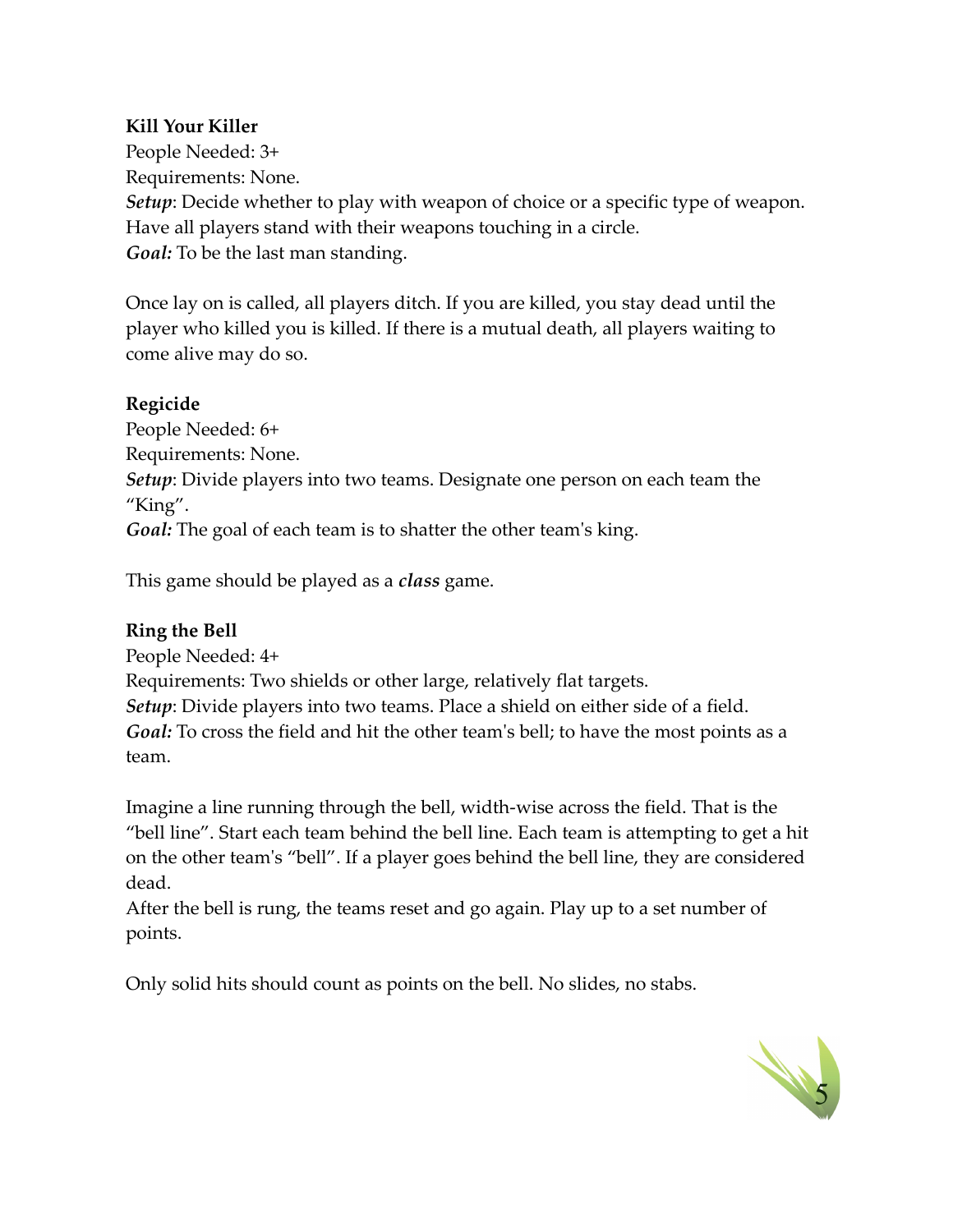**Kill Your Killer**

People Needed: 3+

Requirements: None.

***Setup***: Decide whether to play with weapon of choice or a specific type of weapon. Have all players stand with their weapons touching in a circle.

***Goal:*** To be the last man standing.

Once lay on is called, all players ditch. If you are killed, you stay dead until the player who killed you is killed. If there is a mutual death, all players waiting to come alive may do so.

**Regicide**

People Needed: 6+

Requirements: None.

***Setup***: Divide players into two teams. Designate one person on each team the “King”.

***Goal:*** The goal of each team is to shatter the other team's king.

This game should be played as a ***class*** game.

**Ring the Bell**

People Needed: 4+

Requirements: Two shields or other large, relatively flat targets.

***Setup***: Divide players into two teams. Place a shield on either side of a field.

***Goal:*** To cross the field and hit the other team's bell; to have the most points as a team.

Imagine a line running through the bell, width-wise across the field. That is the “bell line”. Start each team behind the bell line. Each team is attempting to get a hit on the other team's “bell”. If a player goes behind the bell line, they are considered dead.

After the bell is rung, the teams reset and go again. Play up to a set number of points.

Only solid hits should count as points on the bell. No slides, no stabs.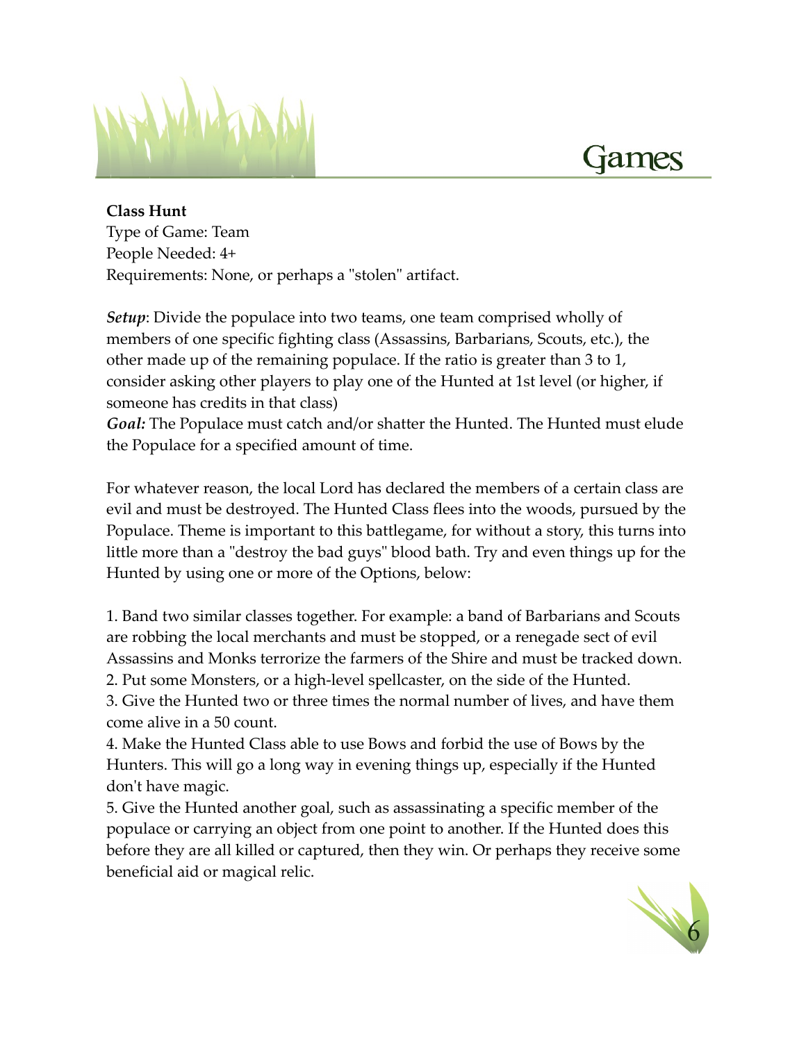# Games

**Class Hunt**
Type of Game: Team
People Needed: 4+
Requirements: None, or perhaps a "stolen" artifact.

***Setup***: Divide the populace into two teams, one team comprised wholly of members of one specific fighting class (Assassins, Barbarians, Scouts, etc.), the other made up of the remaining populace. If the ratio is greater than 3 to 1, consider asking other players to play one of the Hunted at 1st level (or higher, if someone has credits in that class)
***Goal:*** The Populace must catch and/or shatter the Hunted. The Hunted must elude the Populace for a specified amount of time.

For whatever reason, the local Lord has declared the members of a certain class are evil and must be destroyed. The Hunted Class flees into the woods, pursued by the Populace. Theme is important to this battlegame, for without a story, this turns into little more than a "destroy the bad guys" blood bath. Try and even things up for the Hunted by using one or more of the Options, below:

1. Band two similar classes together. For example: a band of Barbarians and Scouts are robbing the local merchants and must be stopped, or a renegade sect of evil Assassins and Monks terrorize the farmers of the Shire and must be tracked down.
2. Put some Monsters, or a high-level spellcaster, on the side of the Hunted.
3. Give the Hunted two or three times the normal number of lives, and have them come alive in a 50 count.
4. Make the Hunted Class able to use Bows and forbid the use of Bows by the Hunters. This will go a long way in evening things up, especially if the Hunted don't have magic.
5. Give the Hunted another goal, such as assassinating a specific member of the populace or carrying an object from one point to another. If the Hunted does this before they are all killed or captured, then they win. Or perhaps they receive some beneficial aid or magical relic.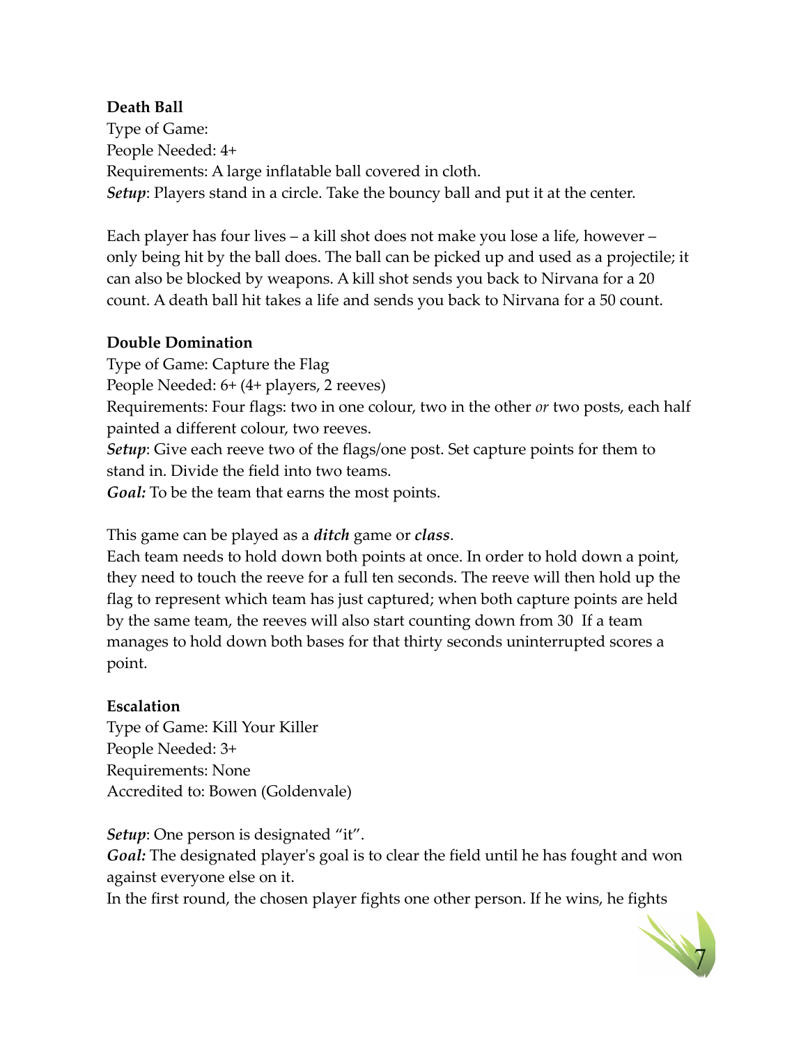**Death Ball**

Type of Game:

People Needed: 4+

Requirements: A large inflatable ball covered in cloth.

***Setup***: Players stand in a circle. Take the bouncy ball and put it at the center.

Each player has four lives – a kill shot does not make you lose a life, however – only being hit by the ball does. The ball can be picked up and used as a projectile; it can also be blocked by weapons. A kill shot sends you back to Nirvana for a 20 count. A death ball hit takes a life and sends you back to Nirvana for a 50 count.

**Double Domination**

Type of Game: Capture the Flag

People Needed: 6+ (4+ players, 2 reeves)

Requirements: Four flags: two in one colour, two in the other *or* two posts, each half painted a different colour, two reeves.

***Setup***: Give each reeve two of the flags/one post. Set capture points for them to stand in. Divide the field into two teams.

***Goal:*** To be the team that earns the most points.

This game can be played as a ***ditch*** game or ***class***.

Each team needs to hold down both points at once. In order to hold down a point, they need to touch the reeve for a full ten seconds. The reeve will then hold up the flag to represent which team has just captured; when both capture points are held by the same team, the reeves will also start counting down from 30  If a team manages to hold down both bases for that thirty seconds uninterrupted scores a point.

**Escalation**

Type of Game: Kill Your Killer

People Needed: 3+

Requirements: None

Accredited to: Bowen (Goldenvale)

***Setup***: One person is designated "it".

***Goal:*** The designated player's goal is to clear the field until he has fought and won against everyone else on it.

In the first round, the chosen player fights one other person. If he wins, he fights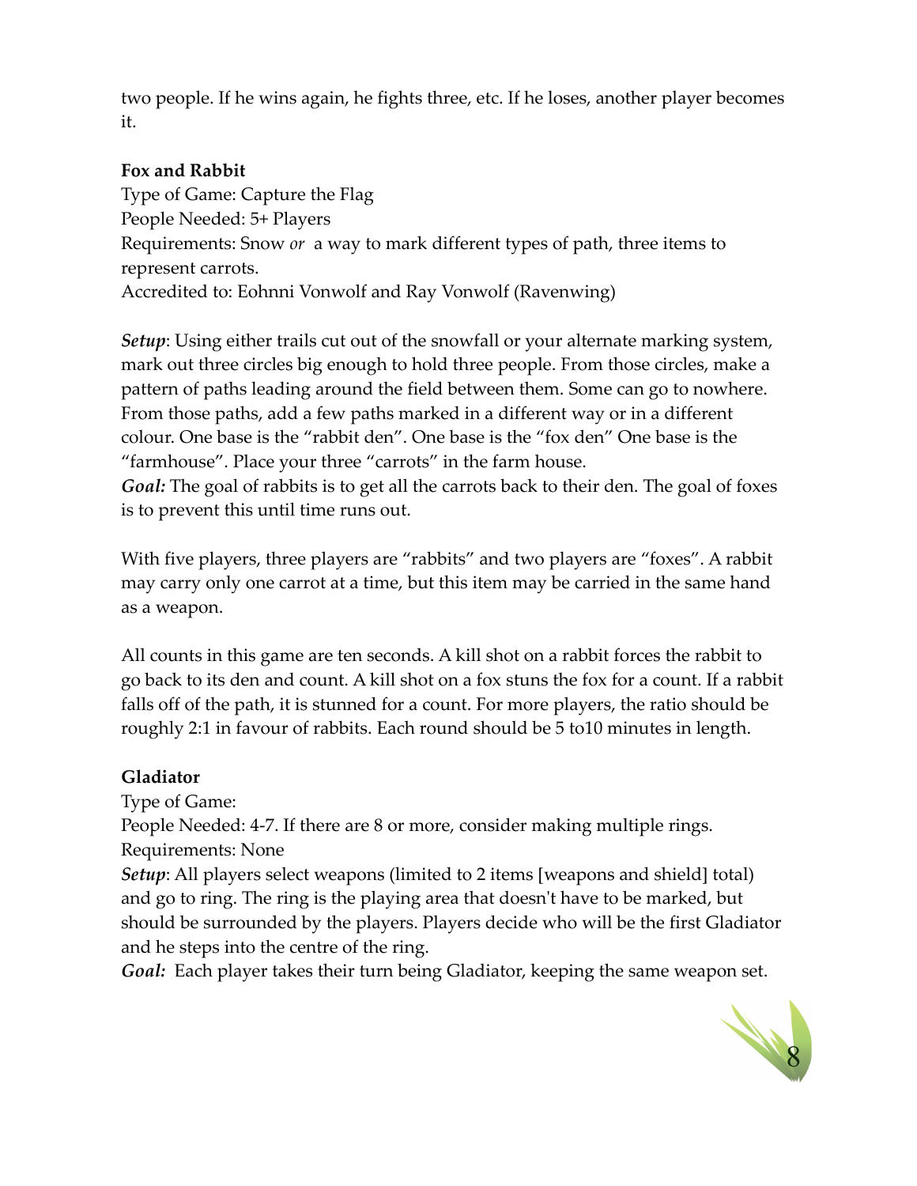two people. If he wins again, he fights three, etc. If he loses, another player becomes it.

**Fox and Rabbit**

Type of Game: Capture the Flag
People Needed: 5+ Players
Requirements: Snow *or* a way to mark different types of path, three items to represent carrots.
Accredited to: Eohnni Vonwolf and Ray Vonwolf (Ravenwing)

***Setup***: Using either trails cut out of the snowfall or your alternate marking system, mark out three circles big enough to hold three people. From those circles, make a pattern of paths leading around the field between them. Some can go to nowhere. From those paths, add a few paths marked in a different way or in a different colour. One base is the "rabbit den". One base is the "fox den" One base is the "farmhouse". Place your three "carrots" in the farm house.
***Goal:*** The goal of rabbits is to get all the carrots back to their den. The goal of foxes is to prevent this until time runs out.

With five players, three players are "rabbits" and two players are "foxes". A rabbit may carry only one carrot at a time, but this item may be carried in the same hand as a weapon.

All counts in this game are ten seconds. A kill shot on a rabbit forces the rabbit to go back to its den and count. A kill shot on a fox stuns the fox for a count. If a rabbit falls off of the path, it is stunned for a count. For more players, the ratio should be roughly 2:1 in favour of rabbits. Each round should be 5 to10 minutes in length.

**Gladiator**

Type of Game:
People Needed: 4-7. If there are 8 or more, consider making multiple rings.
Requirements: None
***Setup***: All players select weapons (limited to 2 items [weapons and shield] total) and go to ring. The ring is the playing area that doesn't have to be marked, but should be surrounded by the players. Players decide who will be the first Gladiator and he steps into the centre of the ring.
***Goal:*** Each player takes their turn being Gladiator, keeping the same weapon set.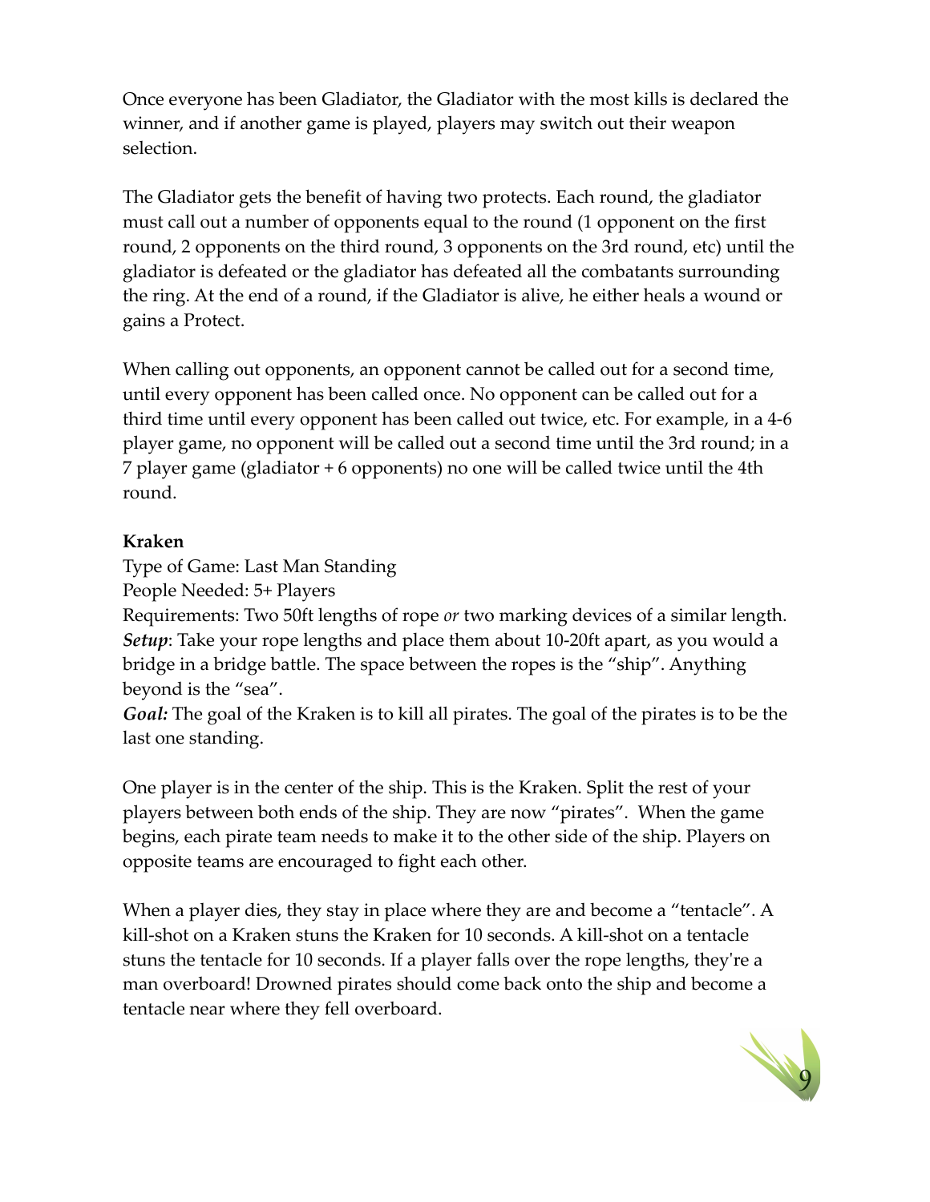Once everyone has been Gladiator, the Gladiator with the most kills is declared the winner, and if another game is played, players may switch out their weapon selection.

The Gladiator gets the benefit of having two protects. Each round, the gladiator must call out a number of opponents equal to the round (1 opponent on the first round, 2 opponents on the third round, 3 opponents on the 3rd round, etc) until the gladiator is defeated or the gladiator has defeated all the combatants surrounding the ring. At the end of a round, if the Gladiator is alive, he either heals a wound or gains a Protect.

When calling out opponents, an opponent cannot be called out for a second time, until every opponent has been called once. No opponent can be called out for a third time until every opponent has been called out twice, etc. For example, in a 4-6 player game, no opponent will be called out a second time until the 3rd round; in a 7 player game (gladiator + 6 opponents) no one will be called twice until the 4th round.

**Kraken**

Type of Game: Last Man Standing

People Needed: 5+ Players

Requirements: Two 50ft lengths of rope *or* two marking devices of a similar length.

***Setup***: Take your rope lengths and place them about 10-20ft apart, as you would a bridge in a bridge battle. The space between the ropes is the "ship". Anything beyond is the "sea".

***Goal:*** The goal of the Kraken is to kill all pirates. The goal of the pirates is to be the last one standing.

One player is in the center of the ship. This is the Kraken. Split the rest of your players between both ends of the ship. They are now "pirates". When the game begins, each pirate team needs to make it to the other side of the ship. Players on opposite teams are encouraged to fight each other.

When a player dies, they stay in place where they are and become a "tentacle". A kill-shot on a Kraken stuns the Kraken for 10 seconds. A kill-shot on a tentacle stuns the tentacle for 10 seconds. If a player falls over the rope lengths, they're a man overboard! Drowned pirates should come back onto the ship and become a tentacle near where they fell overboard.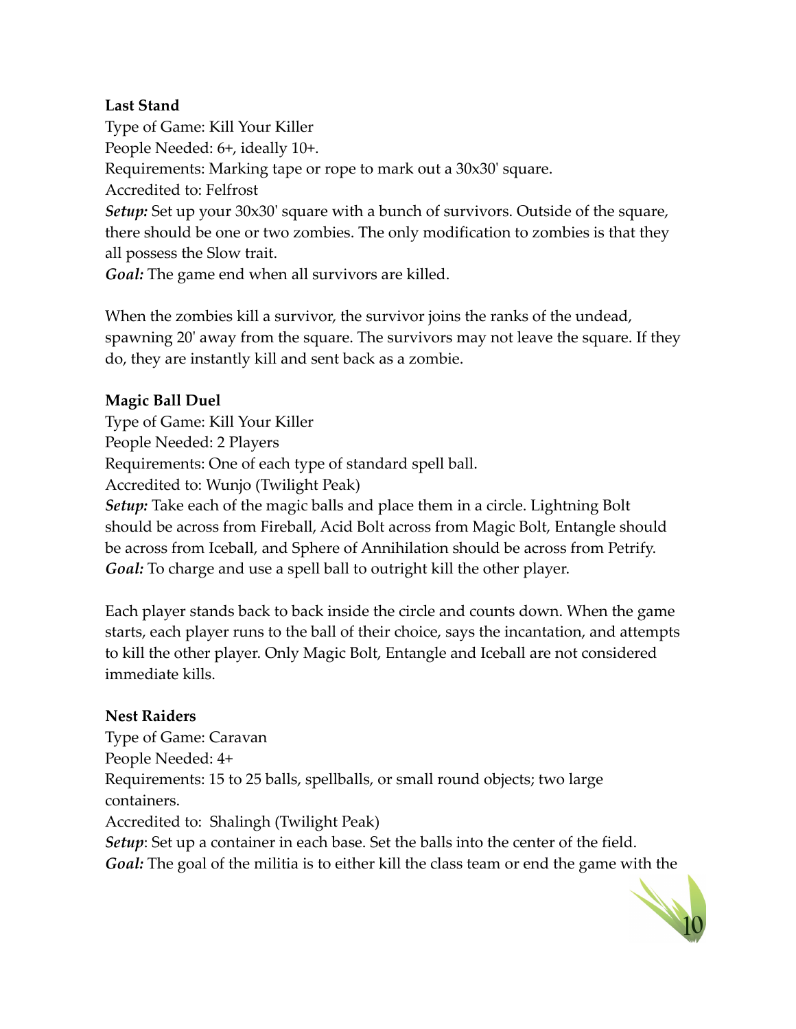**Last Stand**

Type of Game: Kill Your Killer

People Needed: 6+, ideally 10+.

Requirements: Marking tape or rope to mark out a 30x30' square.

Accredited to: Felfrost

***Setup:*** Set up your 30x30' square with a bunch of survivors. Outside of the square, there should be one or two zombies. The only modification to zombies is that they all possess the Slow trait.

***Goal:*** The game end when all survivors are killed.

When the zombies kill a survivor, the survivor joins the ranks of the undead, spawning 20' away from the square. The survivors may not leave the square. If they do, they are instantly kill and sent back as a zombie.

**Magic Ball Duel**

Type of Game: Kill Your Killer

People Needed: 2 Players

Requirements: One of each type of standard spell ball.

Accredited to: Wunjo (Twilight Peak)

***Setup:*** Take each of the magic balls and place them in a circle. Lightning Bolt should be across from Fireball, Acid Bolt across from Magic Bolt, Entangle should be across from Iceball, and Sphere of Annihilation should be across from Petrify.

***Goal:*** To charge and use a spell ball to outright kill the other player.

Each player stands back to back inside the circle and counts down. When the game starts, each player runs to the ball of their choice, says the incantation, and attempts to kill the other player. Only Magic Bolt, Entangle and Iceball are not considered immediate kills.

**Nest Raiders**

Type of Game: Caravan

People Needed: 4+

Requirements: 15 to 25 balls, spellballs, or small round objects; two large containers.

Accredited to: Shalingh (Twilight Peak)

***Setup***: Set up a container in each base. Set the balls into the center of the field.

***Goal:*** The goal of the militia is to either kill the class team or end the game with the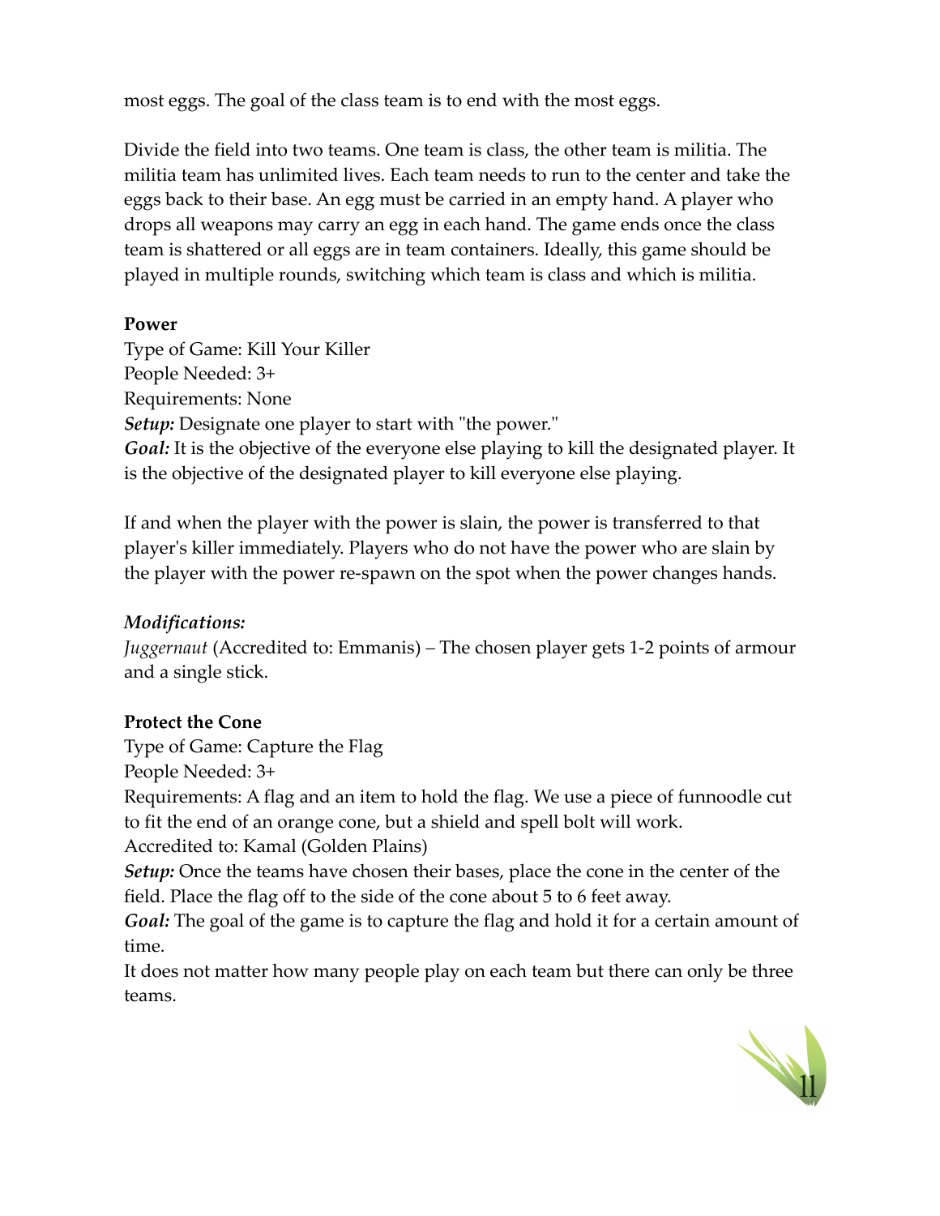most eggs. The goal of the class team is to end with the most eggs.

Divide the field into two teams. One team is class, the other team is militia. The militia team has unlimited lives. Each team needs to run to the center and take the eggs back to their base. An egg must be carried in an empty hand. A player who drops all weapons may carry an egg in each hand. The game ends once the class team is shattered or all eggs are in team containers. Ideally, this game should be played in multiple rounds, switching which team is class and which is militia.

**Power**

Type of Game: Kill Your Killer
People Needed: 3+
Requirements: None
***Setup:*** Designate one player to start with "the power."
***Goal:*** It is the objective of the everyone else playing to kill the designated player. It is the objective of the designated player to kill everyone else playing.

If and when the player with the power is slain, the power is transferred to that player's killer immediately. Players who do not have the power who are slain by the player with the power re-spawn on the spot when the power changes hands.

***Modifications:***
*Juggernaut* (Accredited to: Emmanis) – The chosen player gets 1-2 points of armour and a single stick.

**Protect the Cone**

Type of Game: Capture the Flag
People Needed: 3+
Requirements: A flag and an item to hold the flag. We use a piece of funnoodle cut to fit the end of an orange cone, but a shield and spell bolt will work.
Accredited to: Kamal (Golden Plains)
***Setup:*** Once the teams have chosen their bases, place the cone in the center of the field. Place the flag off to the side of the cone about 5 to 6 feet away.
***Goal:*** The goal of the game is to capture the flag and hold it for a certain amount of time.
It does not matter how many people play on each team but there can only be three teams.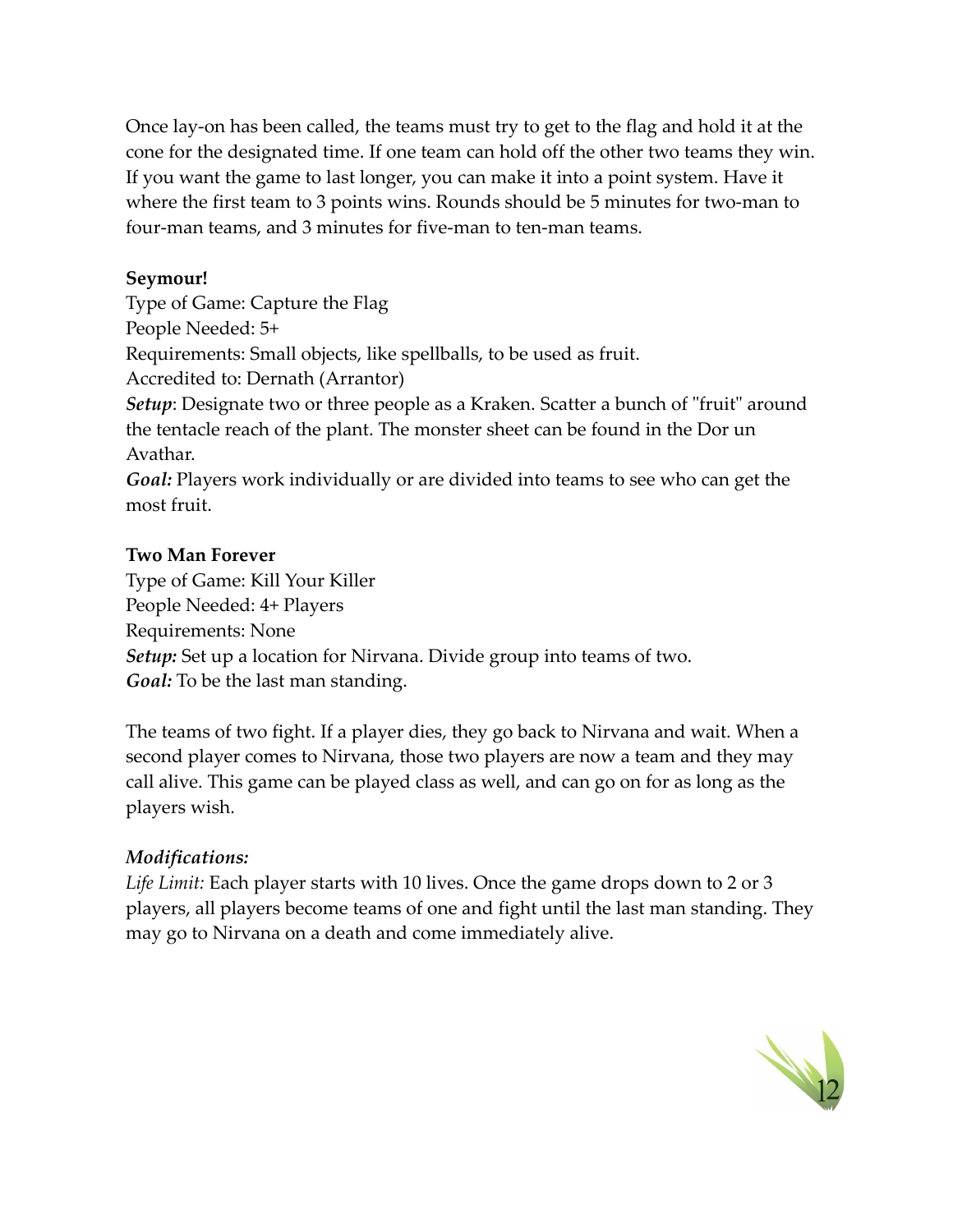Once lay-on has been called, the teams must try to get to the flag and hold it at the cone for the designated time. If one team can hold off the other two teams they win. If you want the game to last longer, you can make it into a point system. Have it where the first team to 3 points wins. Rounds should be 5 minutes for two-man to four-man teams, and 3 minutes for five-man to ten-man teams.

**Seymour!**

Type of Game: Capture the Flag

People Needed: 5+

Requirements: Small objects, like spellballs, to be used as fruit.

Accredited to: Dernath (Arrantor)

***Setup***: Designate two or three people as a Kraken. Scatter a bunch of "fruit" around the tentacle reach of the plant. The monster sheet can be found in the Dor un Avathar.

***Goal:*** Players work individually or are divided into teams to see who can get the most fruit.

**Two Man Forever**

Type of Game: Kill Your Killer

People Needed: 4+ Players

Requirements: None

***Setup:*** Set up a location for Nirvana. Divide group into teams of two.

***Goal:*** To be the last man standing.

The teams of two fight. If a player dies, they go back to Nirvana and wait. When a second player comes to Nirvana, those two players are now a team and they may call alive. This game can be played class as well, and can go on for as long as the players wish.

***Modifications:***

*Life Limit:* Each player starts with 10 lives. Once the game drops down to 2 or 3 players, all players become teams of one and fight until the last man standing. They may go to Nirvana on a death and come immediately alive.